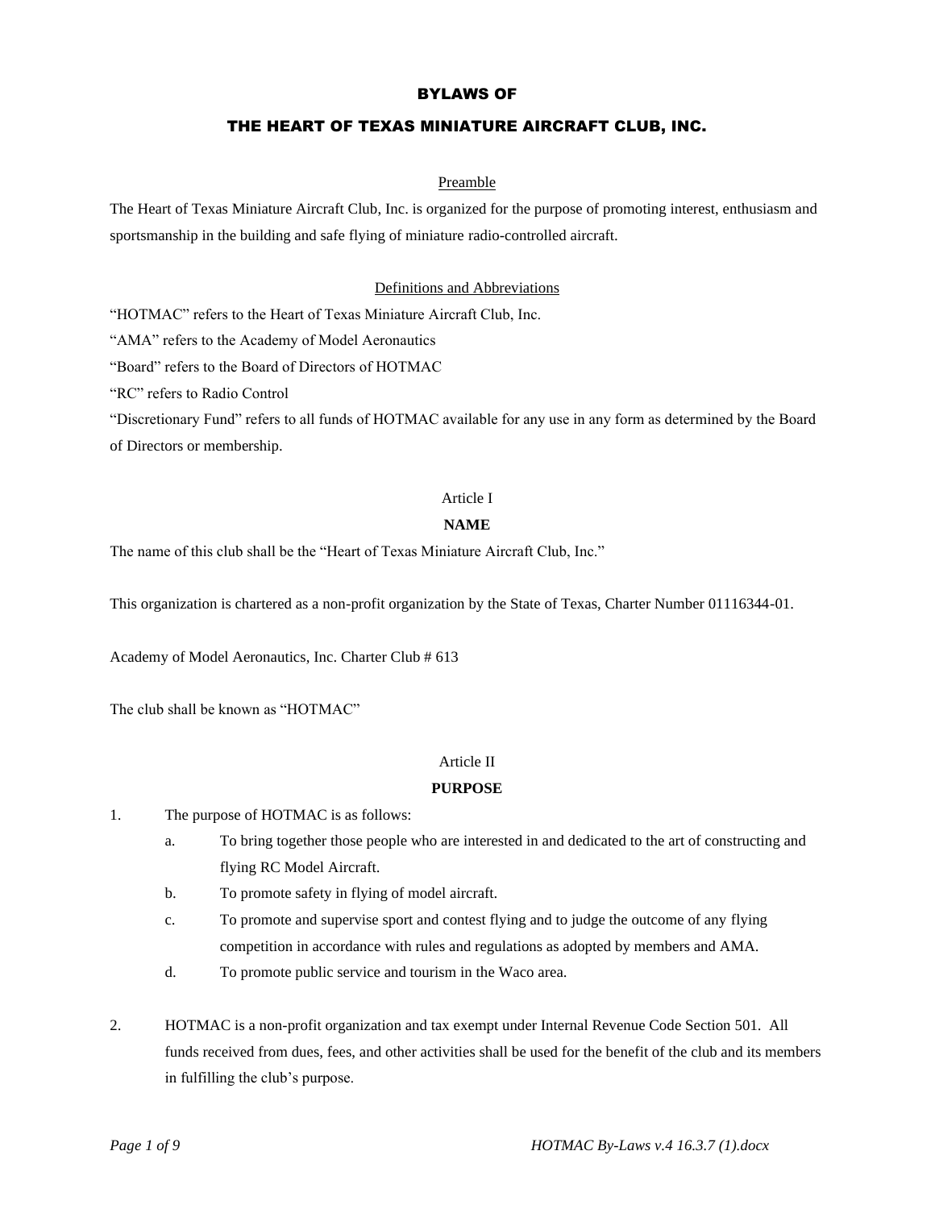# BYLAWS OF

# THE HEART OF TEXAS MINIATURE AIRCRAFT CLUB, INC.

## Preamble

The Heart of Texas Miniature Aircraft Club, Inc. is organized for the purpose of promoting interest, enthusiasm and sportsmanship in the building and safe flying of miniature radio-controlled aircraft.

## Definitions and Abbreviations

"HOTMAC" refers to the Heart of Texas Miniature Aircraft Club, Inc.

"AMA" refers to the Academy of Model Aeronautics

"Board" refers to the Board of Directors of HOTMAC

"RC" refers to Radio Control

"Discretionary Fund" refers to all funds of HOTMAC available for any use in any form as determined by the Board of Directors or membership.

## Article I

### NAME

The name of this club shall be the "Heart of Texas Miniature Aircraft Club, Inc."

This organization is chartered as a non-profit organization by the State of Texas, Charter Number 01116344-01.

Academy of Model Aeronautics, Inc. Charter Club # 613

The club shall be known as "HOTMAC"

## Article II

### PURPOSE

1. The purpose of HOTMAC is as follows:
   a. To bring together those people who are interested in and dedicated to the art of constructing and flying RC Model Aircraft.
   b. To promote safety in flying of model aircraft.
   c. To promote and supervise sport and contest flying and to judge the outcome of any flying competition in accordance with rules and regulations as adopted by members and AMA.
   d. To promote public service and tourism in the Waco area.

2. HOTMAC is a non-profit organization and tax exempt under Internal Revenue Code Section 501. All funds received from dues, fees, and other activities shall be used for the benefit of the club and its members in fulfilling the club's purpose.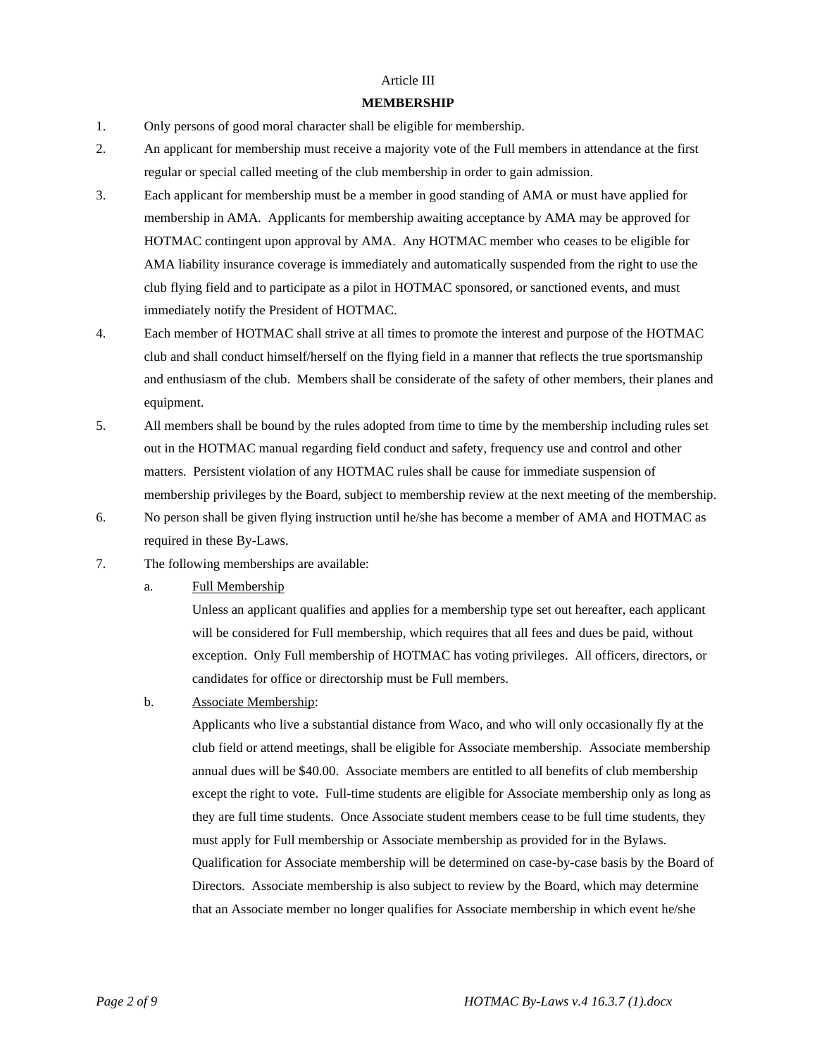Article III

## MEMBERSHIP

1. Only persons of good moral character shall be eligible for membership.
2. An applicant for membership must receive a majority vote of the Full members in attendance at the first regular or special called meeting of the club membership in order to gain admission.
3. Each applicant for membership must be a member in good standing of AMA or must have applied for membership in AMA. Applicants for membership awaiting acceptance by AMA may be approved for HOTMAC contingent upon approval by AMA. Any HOTMAC member who ceases to be eligible for AMA liability insurance coverage is immediately and automatically suspended from the right to use the club flying field and to participate as a pilot in HOTMAC sponsored, or sanctioned events, and must immediately notify the President of HOTMAC.
4. Each member of HOTMAC shall strive at all times to promote the interest and purpose of the HOTMAC club and shall conduct himself/herself on the flying field in a manner that reflects the true sportsmanship and enthusiasm of the club. Members shall be considerate of the safety of other members, their planes and equipment.
5. All members shall be bound by the rules adopted from time to time by the membership including rules set out in the HOTMAC manual regarding field conduct and safety, frequency use and control and other matters. Persistent violation of any HOTMAC rules shall be cause for immediate suspension of membership privileges by the Board, subject to membership review at the next meeting of the membership.
6. No person shall be given flying instruction until he/she has become a member of AMA and HOTMAC as required in these By-Laws.
7. The following memberships are available:
   a. <u>Full Membership</u>

      Unless an applicant qualifies and applies for a membership type set out hereafter, each applicant will be considered for Full membership, which requires that all fees and dues be paid, without exception. Only Full membership of HOTMAC has voting privileges. All officers, directors, or candidates for office or directorship must be Full members.

   b. <u>Associate Membership</u>:

      Applicants who live a substantial distance from Waco, and who will only occasionally fly at the club field or attend meetings, shall be eligible for Associate membership. Associate membership annual dues will be $40.00. Associate members are entitled to all benefits of club membership except the right to vote. Full-time students are eligible for Associate membership only as long as they are full time students. Once Associate student members cease to be full time students, they must apply for Full membership or Associate membership as provided for in the Bylaws. Qualification for Associate membership will be determined on case-by-case basis by the Board of Directors. Associate membership is also subject to review by the Board, which may determine that an Associate member no longer qualifies for Associate membership in which event he/she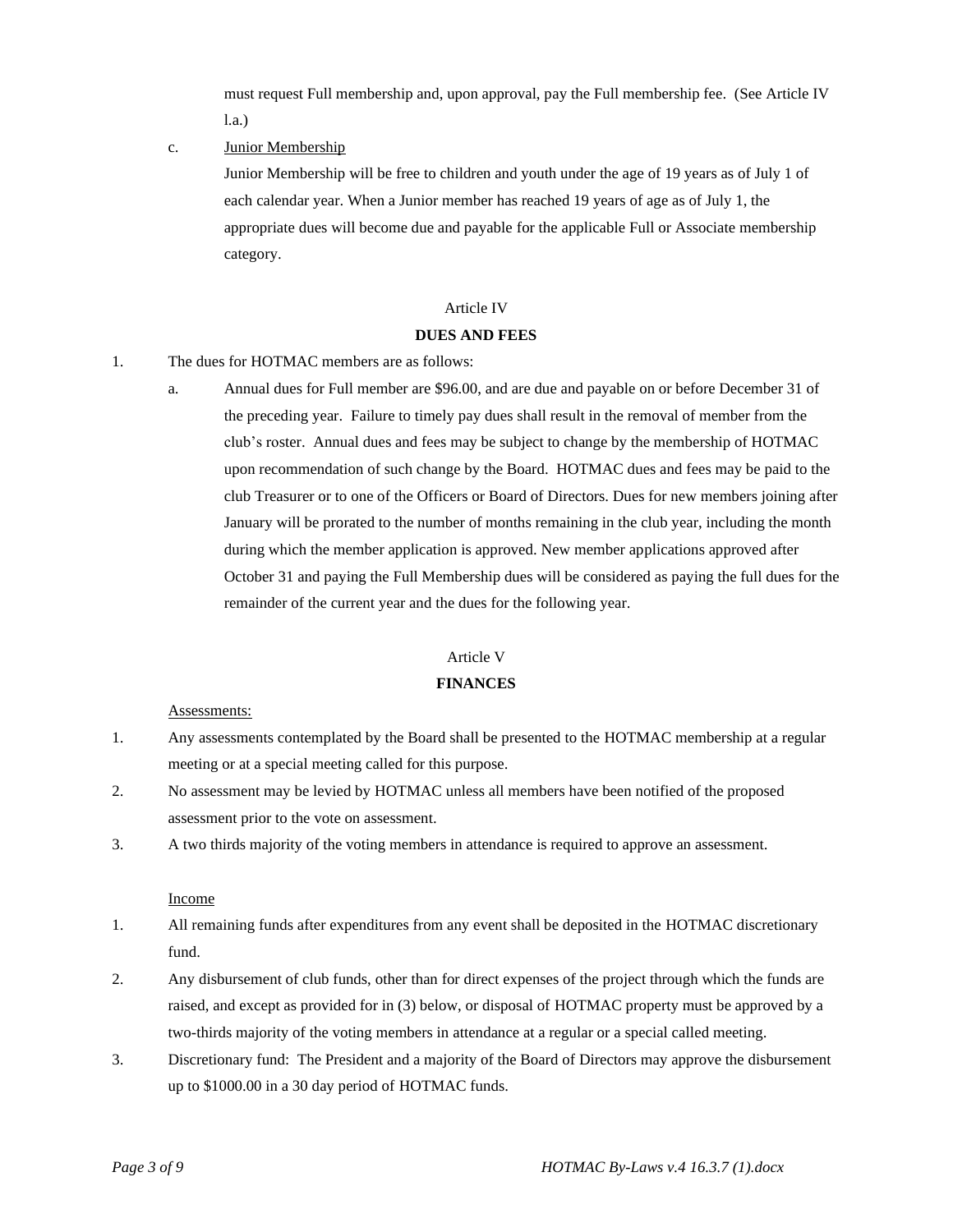must request Full membership and, upon approval, pay the Full membership fee. (See Article IV l.a.)

c. <u>Junior Membership</u>

Junior Membership will be free to children and youth under the age of 19 years as of July 1 of each calendar year. When a Junior member has reached 19 years of age as of July 1, the appropriate dues will become due and payable for the applicable Full or Associate membership category.

Article IV

**DUES AND FEES**

1. The dues for HOTMAC members are as follows:
   a. Annual dues for Full member are $96.00, and are due and payable on or before December 31 of the preceding year. Failure to timely pay dues shall result in the removal of member from the club's roster. Annual dues and fees may be subject to change by the membership of HOTMAC upon recommendation of such change by the Board. HOTMAC dues and fees may be paid to the club Treasurer or to one of the Officers or Board of Directors. Dues for new members joining after January will be prorated to the number of months remaining in the club year, including the month during which the member application is approved. New member applications approved after October 31 and paying the Full Membership dues will be considered as paying the full dues for the remainder of the current year and the dues for the following year.

Article V

**FINANCES**

<u>Assessments:</u>

1. Any assessments contemplated by the Board shall be presented to the HOTMAC membership at a regular meeting or at a special meeting called for this purpose.
2. No assessment may be levied by HOTMAC unless all members have been notified of the proposed assessment prior to the vote on assessment.
3. A two thirds majority of the voting members in attendance is required to approve an assessment.

<u>Income</u>

1. All remaining funds after expenditures from any event shall be deposited in the HOTMAC discretionary fund.
2. Any disbursement of club funds, other than for direct expenses of the project through which the funds are raised, and except as provided for in (3) below, or disposal of HOTMAC property must be approved by a two-thirds majority of the voting members in attendance at a regular or a special called meeting.
3. Discretionary fund: The President and a majority of the Board of Directors may approve the disbursement up to $1000.00 in a 30 day period of HOTMAC funds.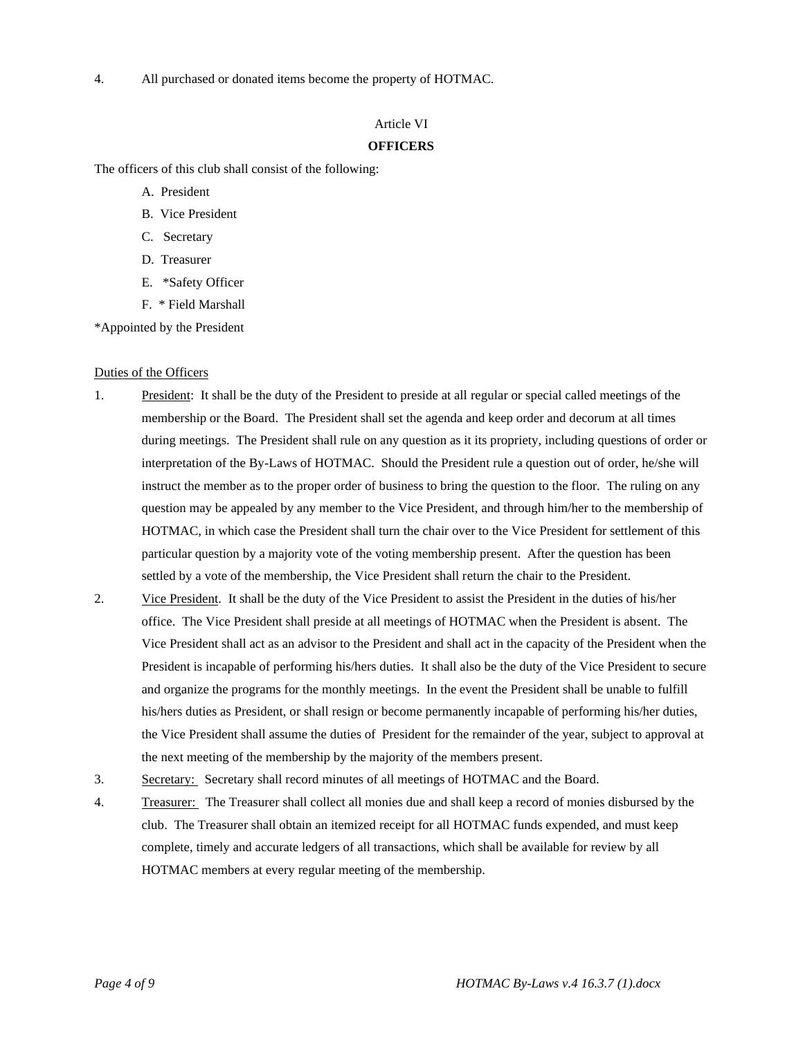4. All purchased or donated items become the property of HOTMAC.

## Article VI

## OFFICERS

The officers of this club shall consist of the following:

A. President

B. Vice President

C. Secretary

D. Treasurer

E. *Safety Officer

F. * Field Marshall

*Appointed by the President

Duties of the Officers

1. President: It shall be the duty of the President to preside at all regular or special called meetings of the membership or the Board. The President shall set the agenda and keep order and decorum at all times during meetings. The President shall rule on any question as it its propriety, including questions of order or interpretation of the By-Laws of HOTMAC. Should the President rule a question out of order, he/she will instruct the member as to the proper order of business to bring the question to the floor. The ruling on any question may be appealed by any member to the Vice President, and through him/her to the membership of HOTMAC, in which case the President shall turn the chair over to the Vice President for settlement of this particular question by a majority vote of the voting membership present. After the question has been settled by a vote of the membership, the Vice President shall return the chair to the President.

2. Vice President. It shall be the duty of the Vice President to assist the President in the duties of his/her office. The Vice President shall preside at all meetings of HOTMAC when the President is absent. The Vice President shall act as an advisor to the President and shall act in the capacity of the President when the President is incapable of performing his/hers duties. It shall also be the duty of the Vice President to secure and organize the programs for the monthly meetings. In the event the President shall be unable to fulfill his/hers duties as President, or shall resign or become permanently incapable of performing his/her duties, the Vice President shall assume the duties of President for the remainder of the year, subject to approval at the next meeting of the membership by the majority of the members present.

3. Secretary: Secretary shall record minutes of all meetings of HOTMAC and the Board.

4. Treasurer: The Treasurer shall collect all monies due and shall keep a record of monies disbursed by the club. The Treasurer shall obtain an itemized receipt for all HOTMAC funds expended, and must keep complete, timely and accurate ledgers of all transactions, which shall be available for review by all HOTMAC members at every regular meeting of the membership.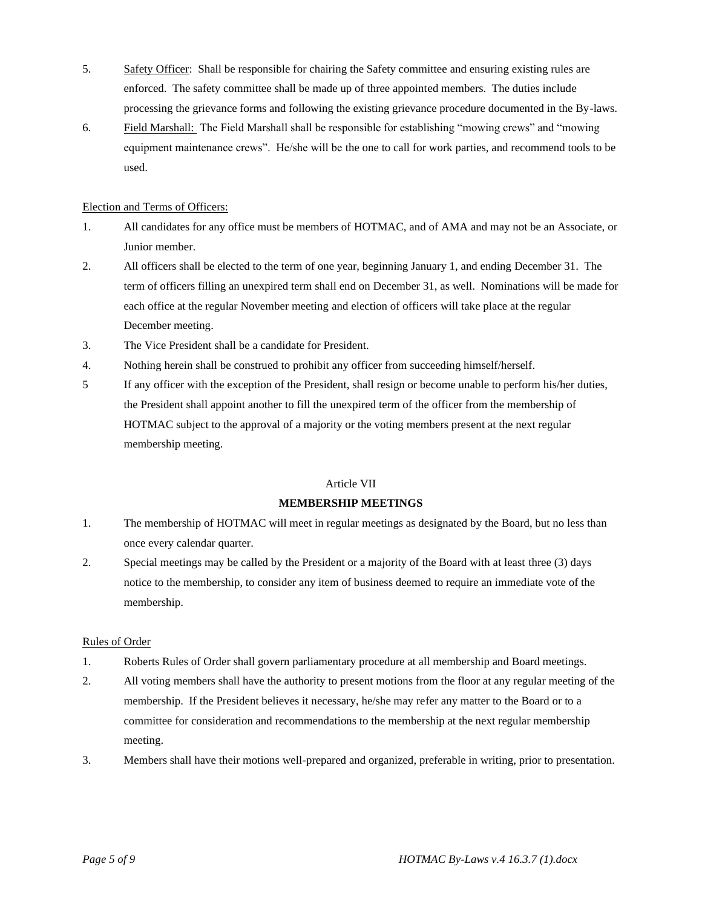5. <u>Safety Officer</u>: Shall be responsible for chairing the Safety committee and ensuring existing rules are enforced. The safety committee shall be made up of three appointed members. The duties include processing the grievance forms and following the existing grievance procedure documented in the By-laws.
6. <u>Field Marshall:</u> The Field Marshall shall be responsible for establishing "mowing crews" and "mowing equipment maintenance crews". He/she will be the one to call for work parties, and recommend tools to be used.

<u>Election and Terms of Officers:</u>

1. All candidates for any office must be members of HOTMAC, and of AMA and may not be an Associate, or Junior member.
2. All officers shall be elected to the term of one year, beginning January 1, and ending December 31. The term of officers filling an unexpired term shall end on December 31, as well. Nominations will be made for each office at the regular November meeting and election of officers will take place at the regular December meeting.
3. The Vice President shall be a candidate for President.
4. Nothing herein shall be construed to prohibit any officer from succeeding himself/herself.
5. If any officer with the exception of the President, shall resign or become unable to perform his/her duties, the President shall appoint another to fill the unexpired term of the officer from the membership of HOTMAC subject to the approval of a majority or the voting members present at the next regular membership meeting.

Article VII

**MEMBERSHIP MEETINGS**

1. The membership of HOTMAC will meet in regular meetings as designated by the Board, but no less than once every calendar quarter.
2. Special meetings may be called by the President or a majority of the Board with at least three (3) days notice to the membership, to consider any item of business deemed to require an immediate vote of the membership.

<u>Rules of Order</u>

1. Roberts Rules of Order shall govern parliamentary procedure at all membership and Board meetings.
2. All voting members shall have the authority to present motions from the floor at any regular meeting of the membership. If the President believes it necessary, he/she may refer any matter to the Board or to a committee for consideration and recommendations to the membership at the next regular membership meeting.
3. Members shall have their motions well-prepared and organized, preferable in writing, prior to presentation.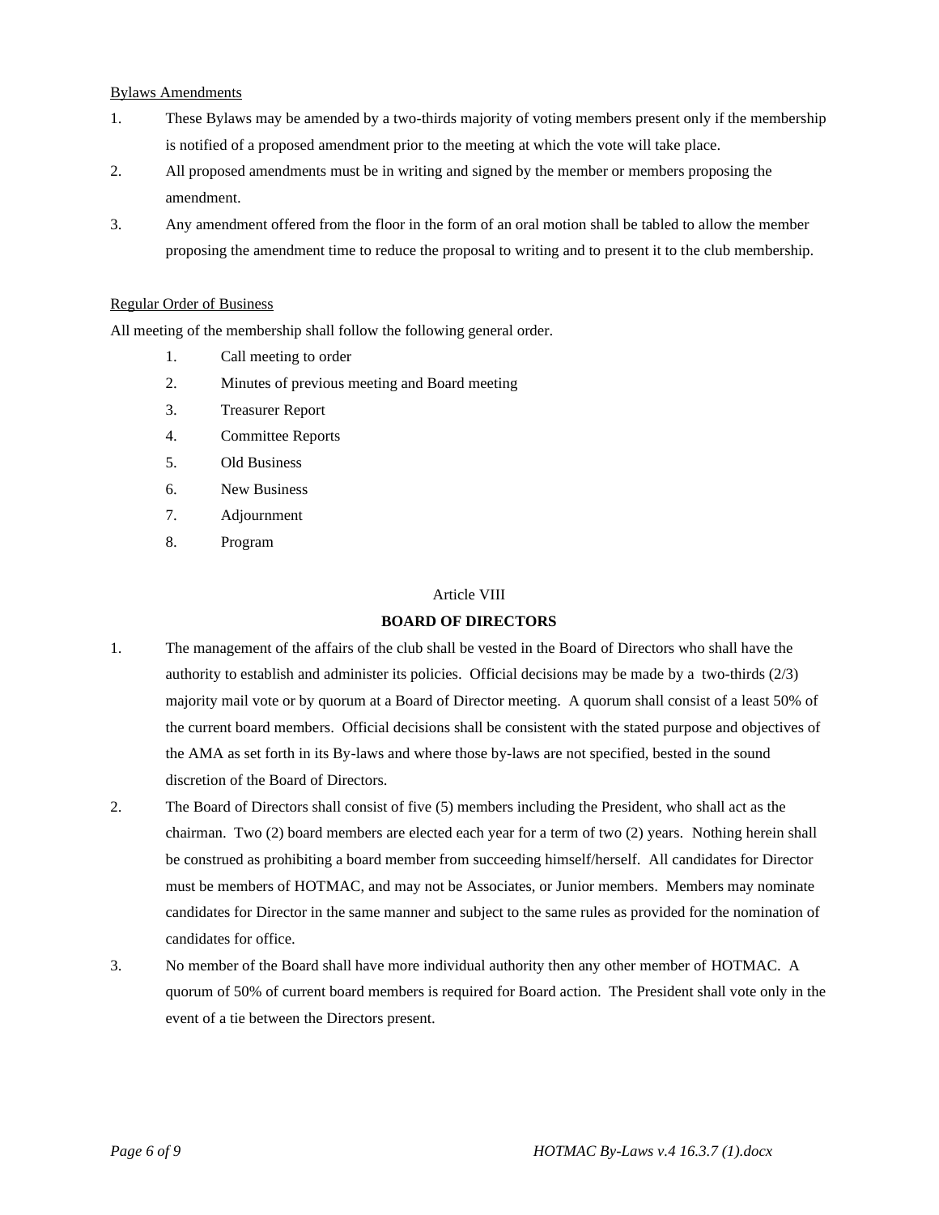<u>Bylaws Amendments</u>

1. These Bylaws may be amended by a two-thirds majority of voting members present only if the membership is notified of a proposed amendment prior to the meeting at which the vote will take place.
2. All proposed amendments must be in writing and signed by the member or members proposing the amendment.
3. Any amendment offered from the floor in the form of an oral motion shall be tabled to allow the member proposing the amendment time to reduce the proposal to writing and to present it to the club membership.

<u>Regular Order of Business</u>

All meeting of the membership shall follow the following general order.

1. Call meeting to order
2. Minutes of previous meeting and Board meeting
3. Treasurer Report
4. Committee Reports
5. Old Business
6. New Business
7. Adjournment
8. Program

Article VIII

**BOARD OF DIRECTORS**

1. The management of the affairs of the club shall be vested in the Board of Directors who shall have the authority to establish and administer its policies. Official decisions may be made by a two-thirds (2/3) majority mail vote or by quorum at a Board of Director meeting. A quorum shall consist of a least 50% of the current board members. Official decisions shall be consistent with the stated purpose and objectives of the AMA as set forth in its By-laws and where those by-laws are not specified, bested in the sound discretion of the Board of Directors.
2. The Board of Directors shall consist of five (5) members including the President, who shall act as the chairman. Two (2) board members are elected each year for a term of two (2) years. Nothing herein shall be construed as prohibiting a board member from succeeding himself/herself. All candidates for Director must be members of HOTMAC, and may not be Associates, or Junior members. Members may nominate candidates for Director in the same manner and subject to the same rules as provided for the nomination of candidates for office.
3. No member of the Board shall have more individual authority then any other member of HOTMAC. A quorum of 50% of current board members is required for Board action. The President shall vote only in the event of a tie between the Directors present.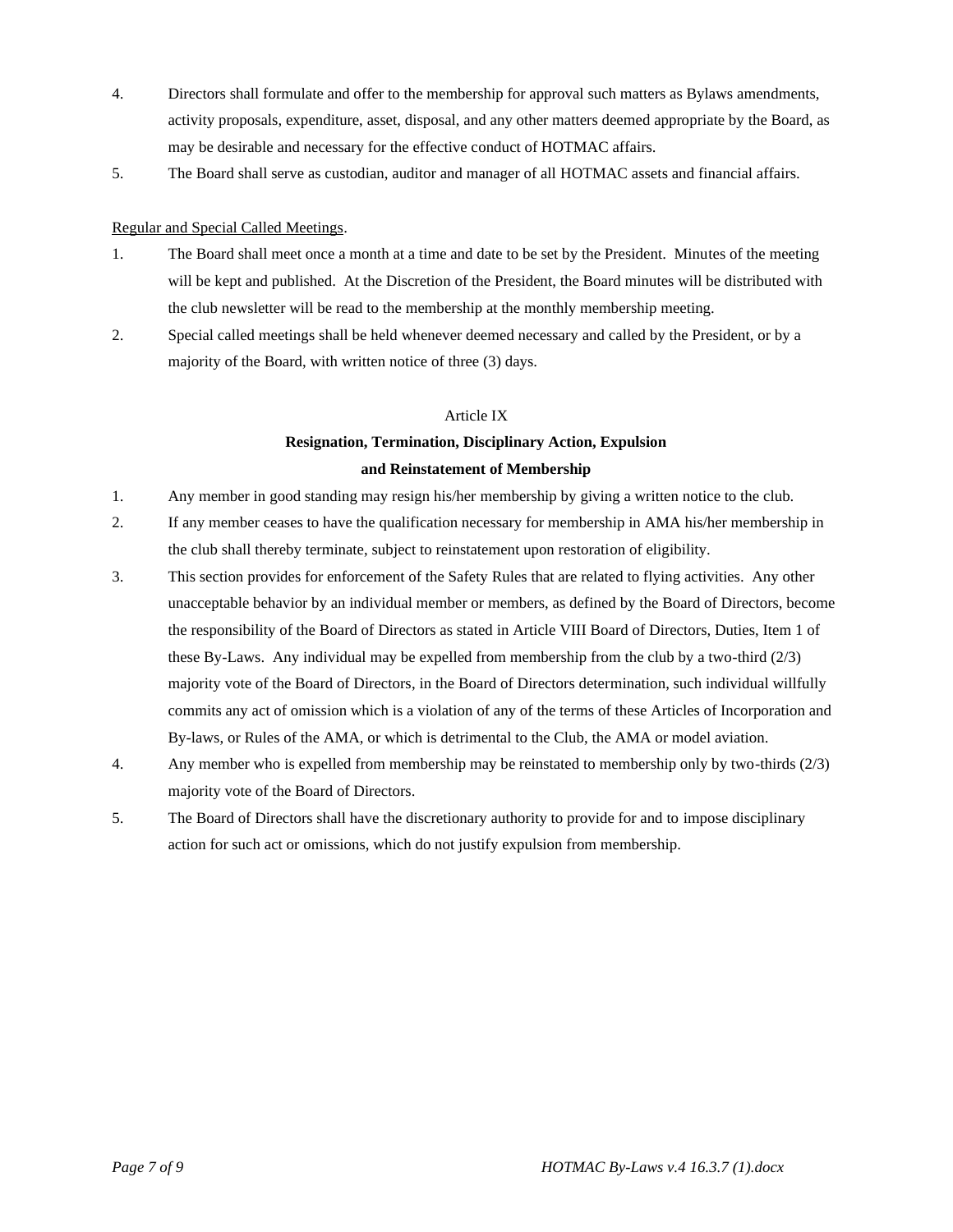4. Directors shall formulate and offer to the membership for approval such matters as Bylaws amendments, activity proposals, expenditure, asset, disposal, and any other matters deemed appropriate by the Board, as may be desirable and necessary for the effective conduct of HOTMAC affairs.
5. The Board shall serve as custodian, auditor and manager of all HOTMAC assets and financial affairs.

Regular and Special Called Meetings.

1. The Board shall meet once a month at a time and date to be set by the President. Minutes of the meeting will be kept and published. At the Discretion of the President, the Board minutes will be distributed with the club newsletter will be read to the membership at the monthly membership meeting.
2. Special called meetings shall be held whenever deemed necessary and called by the President, or by a majority of the Board, with written notice of three (3) days.

## Article IX
## Resignation, Termination, Disciplinary Action, Expulsion and Reinstatement of Membership

1. Any member in good standing may resign his/her membership by giving a written notice to the club.
2. If any member ceases to have the qualification necessary for membership in AMA his/her membership in the club shall thereby terminate, subject to reinstatement upon restoration of eligibility.
3. This section provides for enforcement of the Safety Rules that are related to flying activities. Any other unacceptable behavior by an individual member or members, as defined by the Board of Directors, become the responsibility of the Board of Directors as stated in Article VIII Board of Directors, Duties, Item 1 of these By-Laws. Any individual may be expelled from membership from the club by a two-third (2/3) majority vote of the Board of Directors, in the Board of Directors determination, such individual willfully commits any act of omission which is a violation of any of the terms of these Articles of Incorporation and By-laws, or Rules of the AMA, or which is detrimental to the Club, the AMA or model aviation.
4. Any member who is expelled from membership may be reinstated to membership only by two-thirds (2/3) majority vote of the Board of Directors.
5. The Board of Directors shall have the discretionary authority to provide for and to impose disciplinary action for such act or omissions, which do not justify expulsion from membership.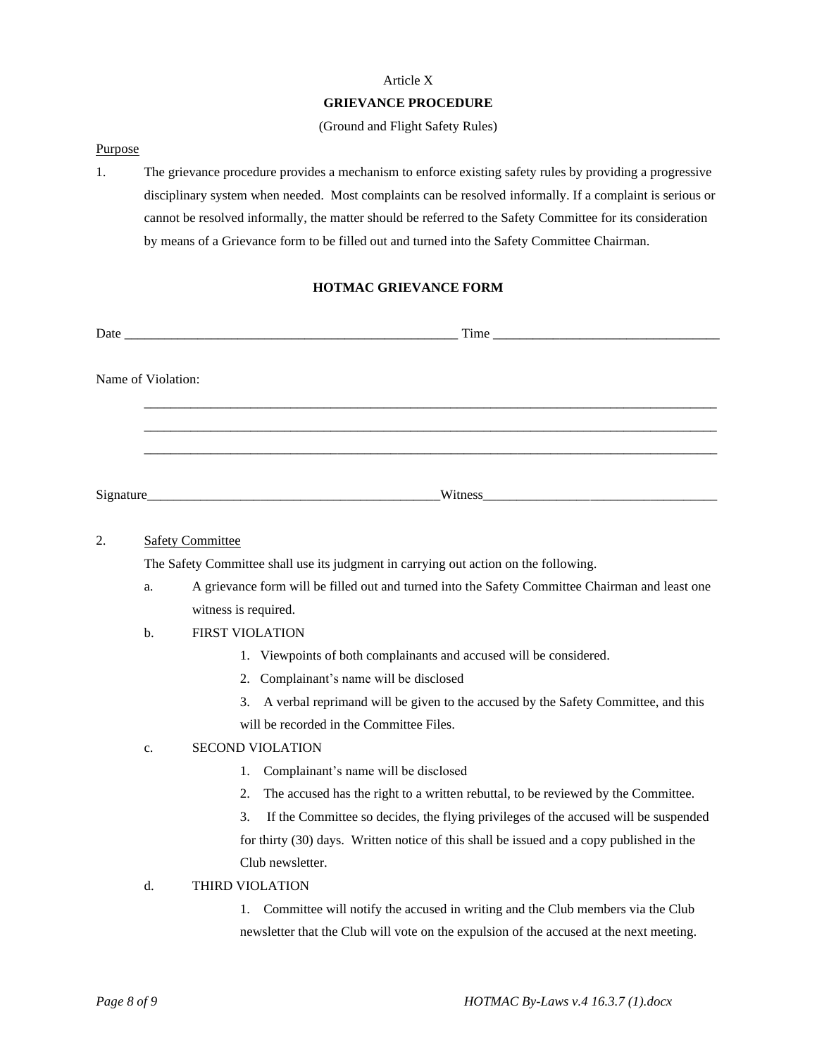Article X

**GRIEVANCE PROCEDURE**

(Ground and Flight Safety Rules)

Purpose

1. The grievance procedure provides a mechanism to enforce existing safety rules by providing a progressive disciplinary system when needed. Most complaints can be resolved informally. If a complaint is serious or cannot be resolved informally, the matter should be referred to the Safety Committee for its consideration by means of a Grievance form to be filled out and turned into the Safety Committee Chairman.

**HOTMAC GRIEVANCE FORM**

Date ___________________________________________________ Time __________________________________

Name of Violation:

_____________________________________________________________________________________

_____________________________________________________________________________________

_____________________________________________________________________________________

Signature____________________________________________Witness____________________________________

2. Safety Committee

   The Safety Committee shall use its judgment in carrying out action on the following.

   a. A grievance form will be filled out and turned into the Safety Committee Chairman and least one witness is required.

   b. FIRST VIOLATION

      1. Viewpoints of both complainants and accused will be considered.
      2. Complainant's name will be disclosed
      3. A verbal reprimand will be given to the accused by the Safety Committee, and this will be recorded in the Committee Files.

   c. SECOND VIOLATION

      1. Complainant's name will be disclosed
      2. The accused has the right to a written rebuttal, to be reviewed by the Committee.
      3. If the Committee so decides, the flying privileges of the accused will be suspended for thirty (30) days. Written notice of this shall be issued and a copy published in the Club newsletter.

   d. THIRD VIOLATION

      1. Committee will notify the accused in writing and the Club members via the Club newsletter that the Club will vote on the expulsion of the accused at the next meeting.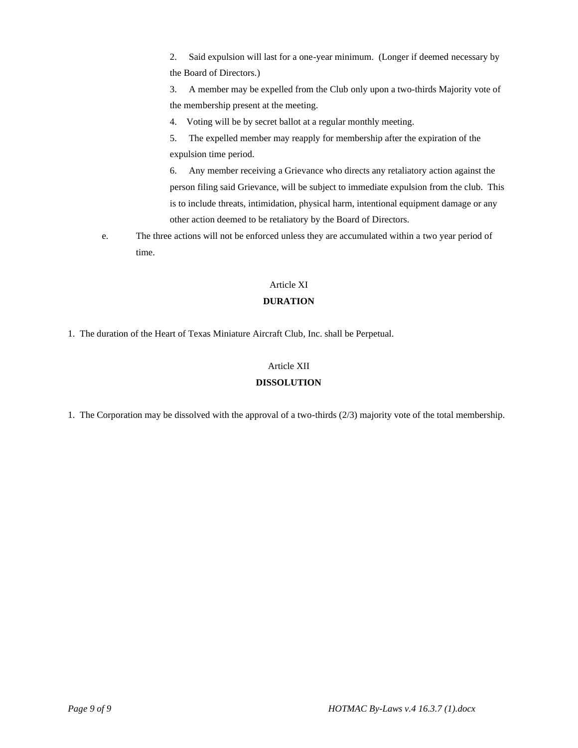2. Said expulsion will last for a one-year minimum. (Longer if deemed necessary by the Board of Directors.)

3. A member may be expelled from the Club only upon a two-thirds Majority vote of the membership present at the meeting.

4. Voting will be by secret ballot at a regular monthly meeting.

5. The expelled member may reapply for membership after the expiration of the expulsion time period.

6. Any member receiving a Grievance who directs any retaliatory action against the person filing said Grievance, will be subject to immediate expulsion from the club. This is to include threats, intimidation, physical harm, intentional equipment damage or any other action deemed to be retaliatory by the Board of Directors.

e. The three actions will not be enforced unless they are accumulated within a two year period of time.

## Article XI
## DURATION

1. The duration of the Heart of Texas Miniature Aircraft Club, Inc. shall be Perpetual.

## Article XII
## DISSOLUTION

1. The Corporation may be dissolved with the approval of a two-thirds (2/3) majority vote of the total membership.